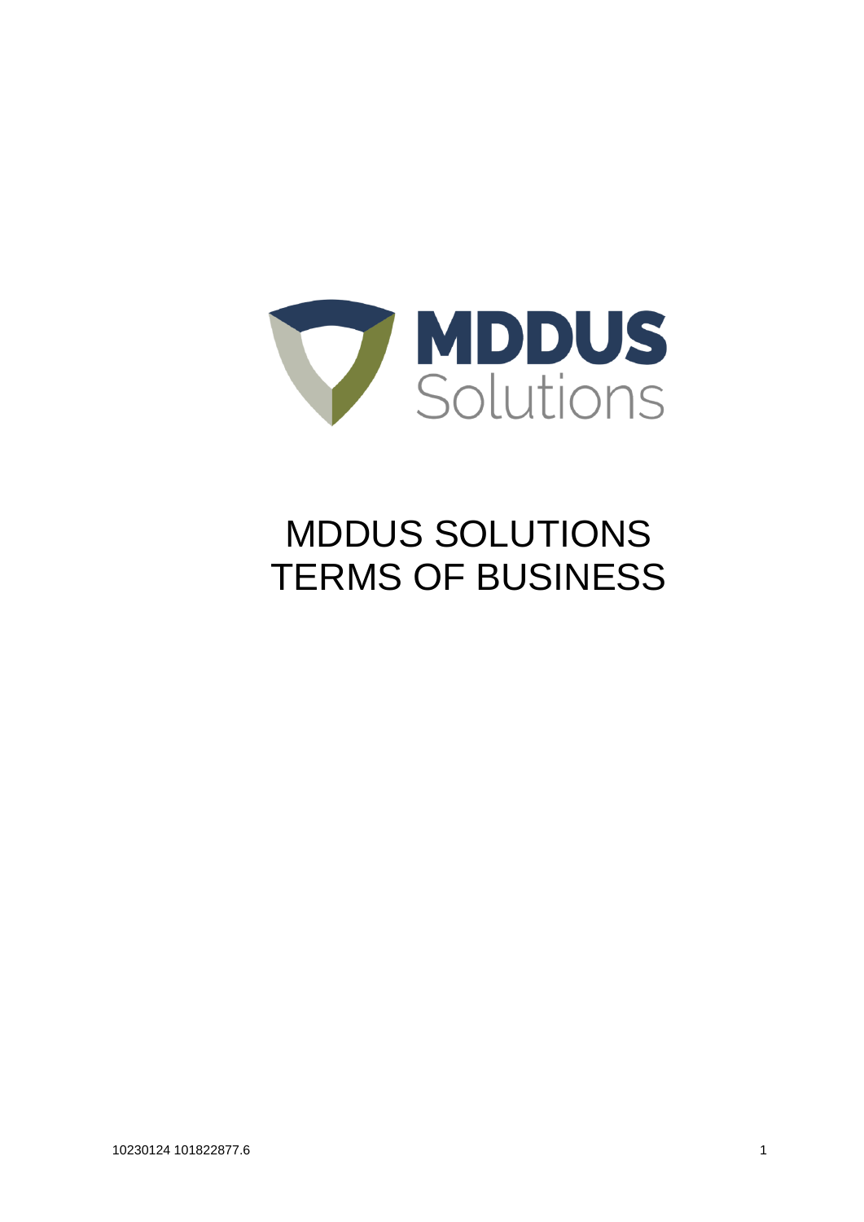# MDDUS SOLUTIONS TERMS OF BUSINESS

10230124 101822877.6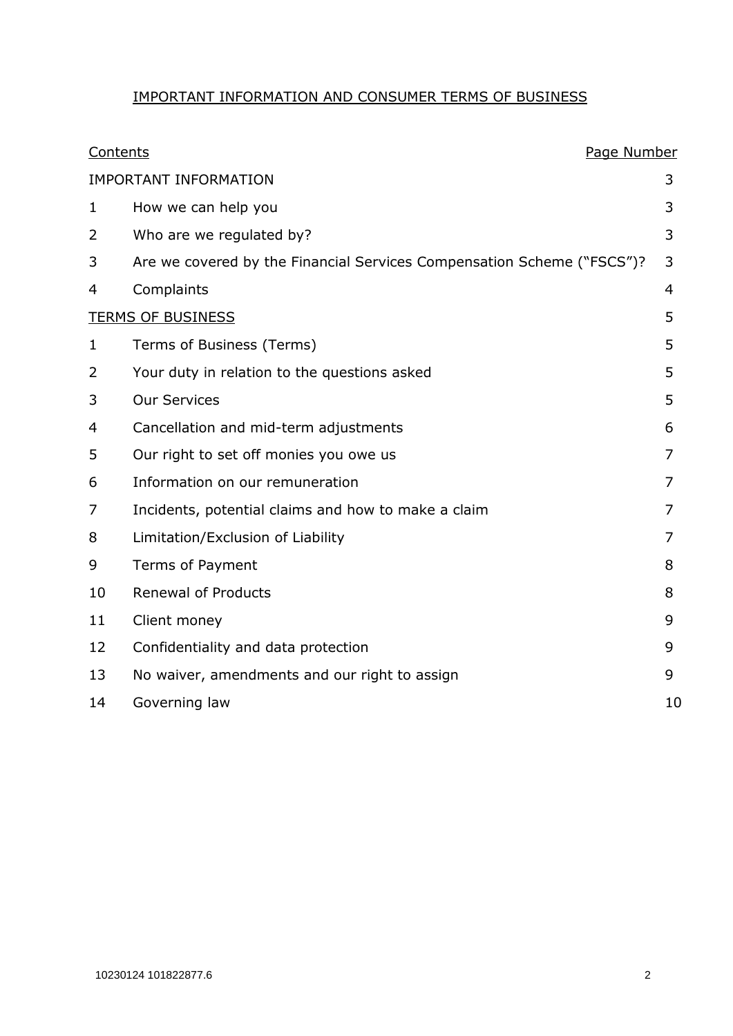# IMPORTANT INFORMATION AND CONSUMER TERMS OF BUSINESS

| Contents | | Page Number |
|---|---|---|
| IMPORTANT INFORMATION | | 3 |
| 1 | How we can help you | 3 |
| 2 | Who are we regulated by? | 3 |
| 3 | Are we covered by the Financial Services Compensation Scheme ("FSCS")? | 3 |
| 4 | Complaints | 4 |
| TERMS OF BUSINESS | | 5 |
| 1 | Terms of Business (Terms) | 5 |
| 2 | Your duty in relation to the questions asked | 5 |
| 3 | Our Services | 5 |
| 4 | Cancellation and mid-term adjustments | 6 |
| 5 | Our right to set off monies you owe us | 7 |
| 6 | Information on our remuneration | 7 |
| 7 | Incidents, potential claims and how to make a claim | 7 |
| 8 | Limitation/Exclusion of Liability | 7 |
| 9 | Terms of Payment | 8 |
| 10 | Renewal of Products | 8 |
| 11 | Client money | 9 |
| 12 | Confidentiality and data protection | 9 |
| 13 | No waiver, amendments and our right to assign | 9 |
| 14 | Governing law | 10 |

10230124 101822877.6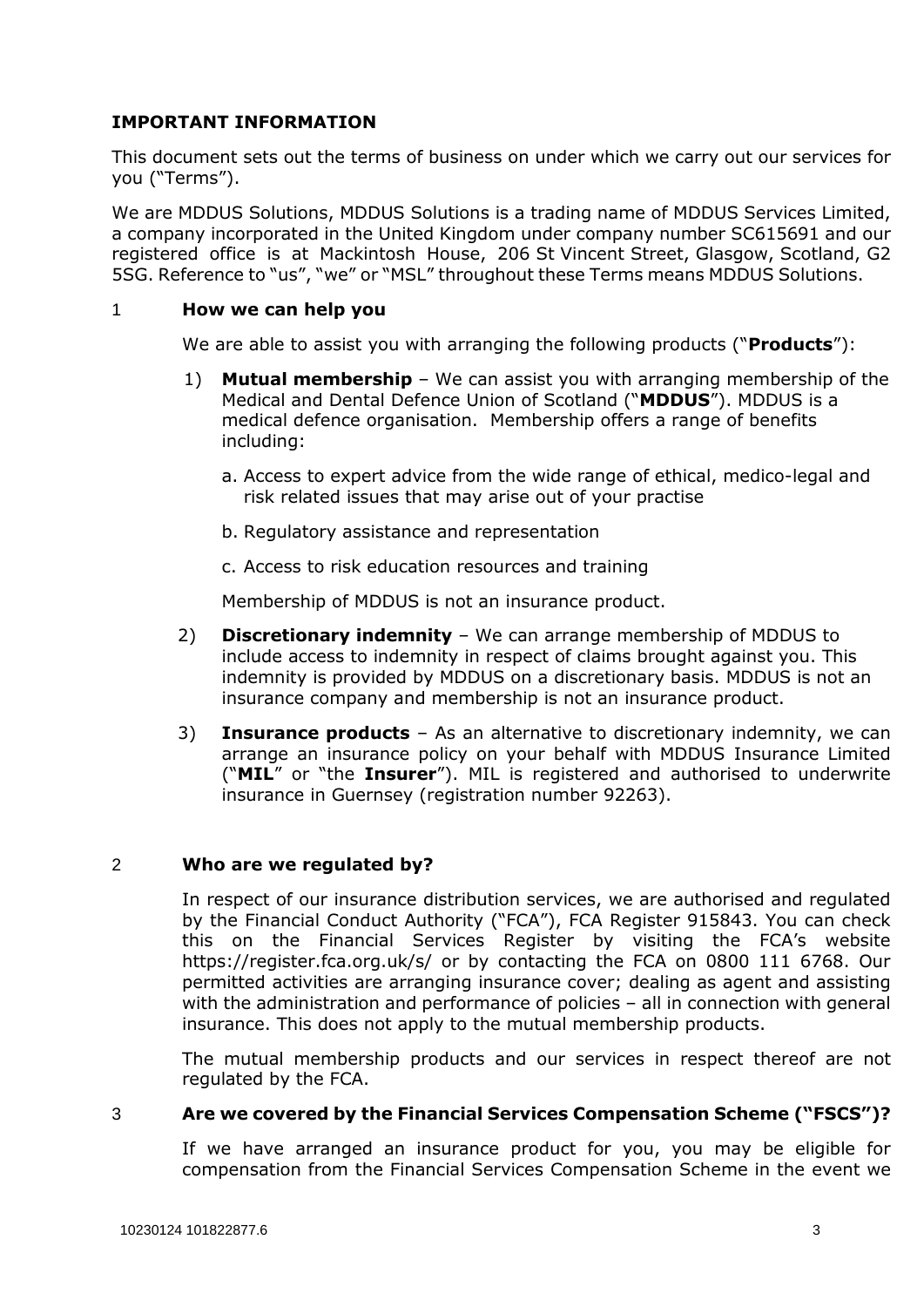## IMPORTANT INFORMATION

This document sets out the terms of business on under which we carry out our services for you ("Terms").

We are MDDUS Solutions, MDDUS Solutions is a trading name of MDDUS Services Limited, a company incorporated in the United Kingdom under company number SC615691 and our registered office is at Mackintosh House, 206 St Vincent Street, Glasgow, Scotland, G2 5SG. Reference to "us", "we" or "MSL" throughout these Terms means MDDUS Solutions.

### 1 How we can help you

We are able to assist you with arranging the following products ("**Products**"):

1) **Mutual membership** – We can assist you with arranging membership of the Medical and Dental Defence Union of Scotland ("**MDDUS**"). MDDUS is a medical defence organisation. Membership offers a range of benefits including:

   a. Access to expert advice from the wide range of ethical, medico-legal and risk related issues that may arise out of your practise

   b. Regulatory assistance and representation

   c. Access to risk education resources and training

   Membership of MDDUS is not an insurance product.

2) **Discretionary indemnity** – We can arrange membership of MDDUS to include access to indemnity in respect of claims brought against you. This indemnity is provided by MDDUS on a discretionary basis. MDDUS is not an insurance company and membership is not an insurance product.

3) **Insurance products** – As an alternative to discretionary indemnity, we can arrange an insurance policy on your behalf with MDDUS Insurance Limited ("**MIL**" or "the **Insurer**"). MIL is registered and authorised to underwrite insurance in Guernsey (registration number 92263).

### 2 Who are we regulated by?

In respect of our insurance distribution services, we are authorised and regulated by the Financial Conduct Authority ("FCA"), FCA Register 915843. You can check this on the Financial Services Register by visiting the FCA's website https://register.fca.org.uk/s/ or by contacting the FCA on 0800 111 6768. Our permitted activities are arranging insurance cover; dealing as agent and assisting with the administration and performance of policies – all in connection with general insurance. This does not apply to the mutual membership products.

The mutual membership products and our services in respect thereof are not regulated by the FCA.

### 3 Are we covered by the Financial Services Compensation Scheme ("FSCS")?

If we have arranged an insurance product for you, you may be eligible for compensation from the Financial Services Compensation Scheme in the event we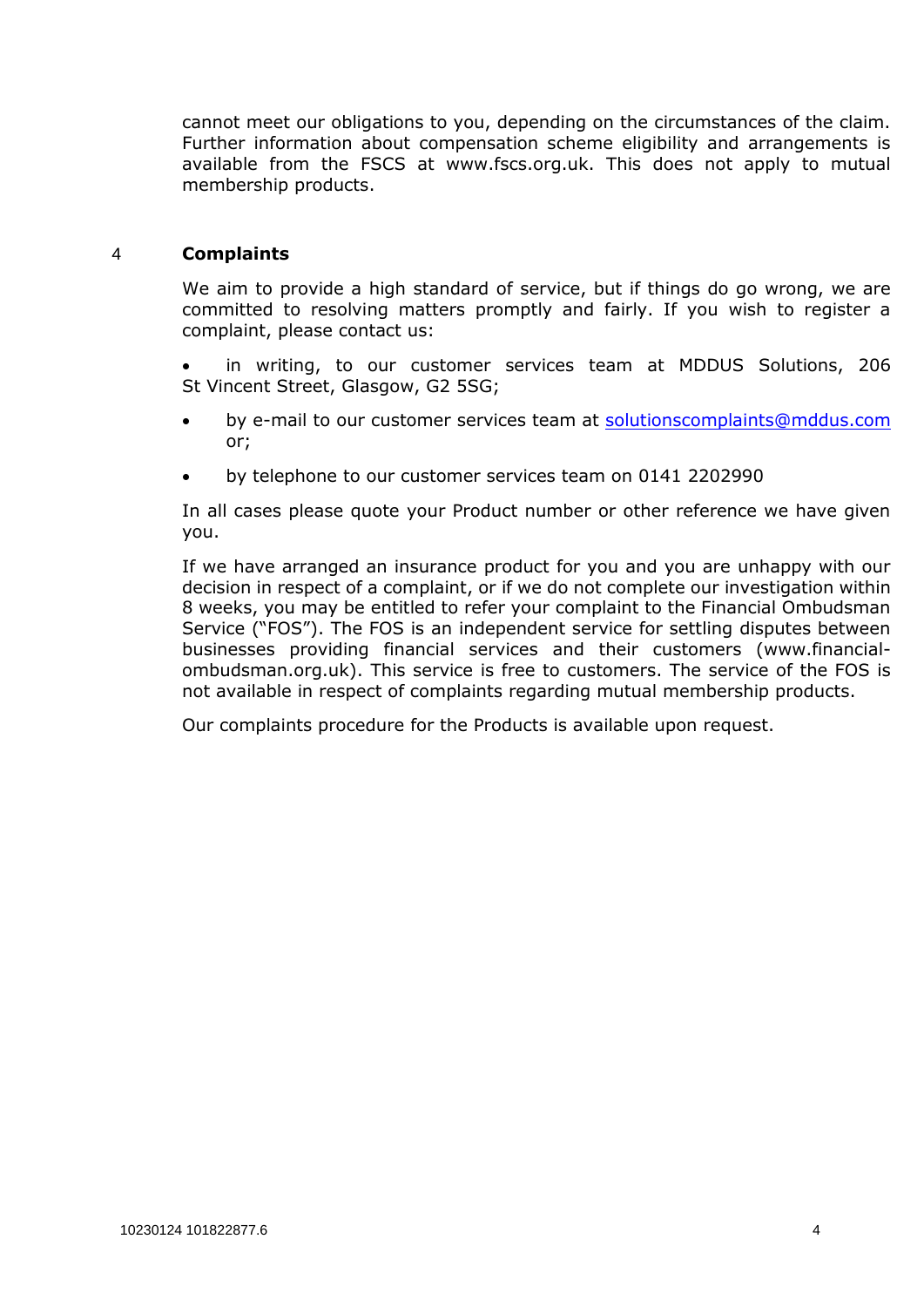cannot meet our obligations to you, depending on the circumstances of the claim. Further information about compensation scheme eligibility and arrangements is available from the FSCS at www.fscs.org.uk. This does not apply to mutual membership products.

## 4 Complaints

We aim to provide a high standard of service, but if things do go wrong, we are committed to resolving matters promptly and fairly. If you wish to register a complaint, please contact us:

- in writing, to our customer services team at MDDUS Solutions, 206 St Vincent Street, Glasgow, G2 5SG;
- by e-mail to our customer services team at solutionscomplaints@mddus.com or;
- by telephone to our customer services team on 0141 2202990

In all cases please quote your Product number or other reference we have given you.

If we have arranged an insurance product for you and you are unhappy with our decision in respect of a complaint, or if we do not complete our investigation within 8 weeks, you may be entitled to refer your complaint to the Financial Ombudsman Service ("FOS"). The FOS is an independent service for settling disputes between businesses providing financial services and their customers (www.financial-ombudsman.org.uk). This service is free to customers. The service of the FOS is not available in respect of complaints regarding mutual membership products.

Our complaints procedure for the Products is available upon request.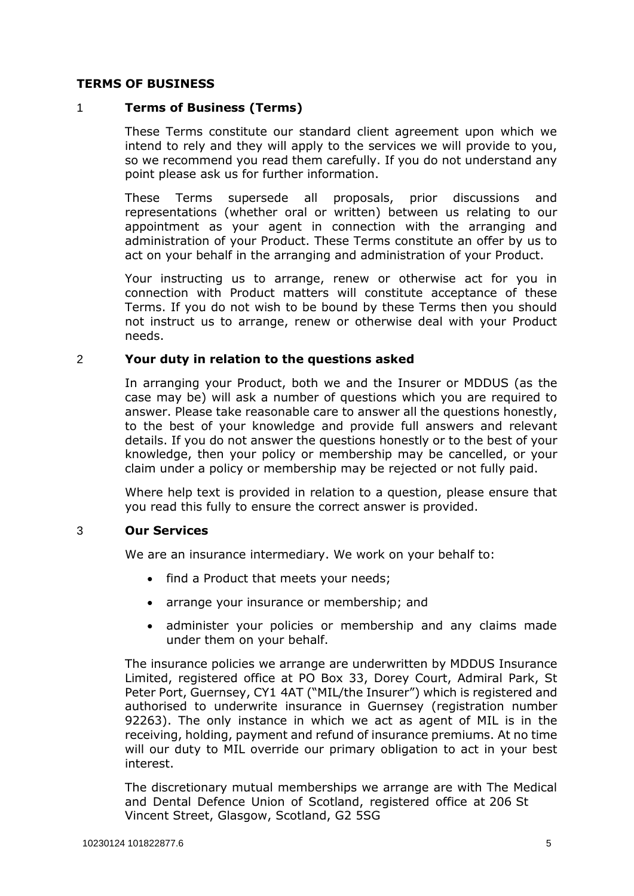# TERMS OF BUSINESS

## 1 Terms of Business (Terms)

These Terms constitute our standard client agreement upon which we intend to rely and they will apply to the services we will provide to you, so we recommend you read them carefully. If you do not understand any point please ask us for further information.

These Terms supersede all proposals, prior discussions and representations (whether oral or written) between us relating to our appointment as your agent in connection with the arranging and administration of your Product. These Terms constitute an offer by us to act on your behalf in the arranging and administration of your Product.

Your instructing us to arrange, renew or otherwise act for you in connection with Product matters will constitute acceptance of these Terms. If you do not wish to be bound by these Terms then you should not instruct us to arrange, renew or otherwise deal with your Product needs.

## 2 Your duty in relation to the questions asked

In arranging your Product, both we and the Insurer or MDDUS (as the case may be) will ask a number of questions which you are required to answer. Please take reasonable care to answer all the questions honestly, to the best of your knowledge and provide full answers and relevant details. If you do not answer the questions honestly or to the best of your knowledge, then your policy or membership may be cancelled, or your claim under a policy or membership may be rejected or not fully paid.

Where help text is provided in relation to a question, please ensure that you read this fully to ensure the correct answer is provided.

## 3 Our Services

We are an insurance intermediary. We work on your behalf to:

- find a Product that meets your needs;
- arrange your insurance or membership; and
- administer your policies or membership and any claims made under them on your behalf.

The insurance policies we arrange are underwritten by MDDUS Insurance Limited, registered office at PO Box 33, Dorey Court, Admiral Park, St Peter Port, Guernsey, CY1 4AT ("MIL/the Insurer") which is registered and authorised to underwrite insurance in Guernsey (registration number 92263). The only instance in which we act as agent of MIL is in the receiving, holding, payment and refund of insurance premiums. At no time will our duty to MIL override our primary obligation to act in your best interest.

The discretionary mutual memberships we arrange are with The Medical and Dental Defence Union of Scotland, registered office at 206 St Vincent Street, Glasgow, Scotland, G2 5SG

10230124 101822877.6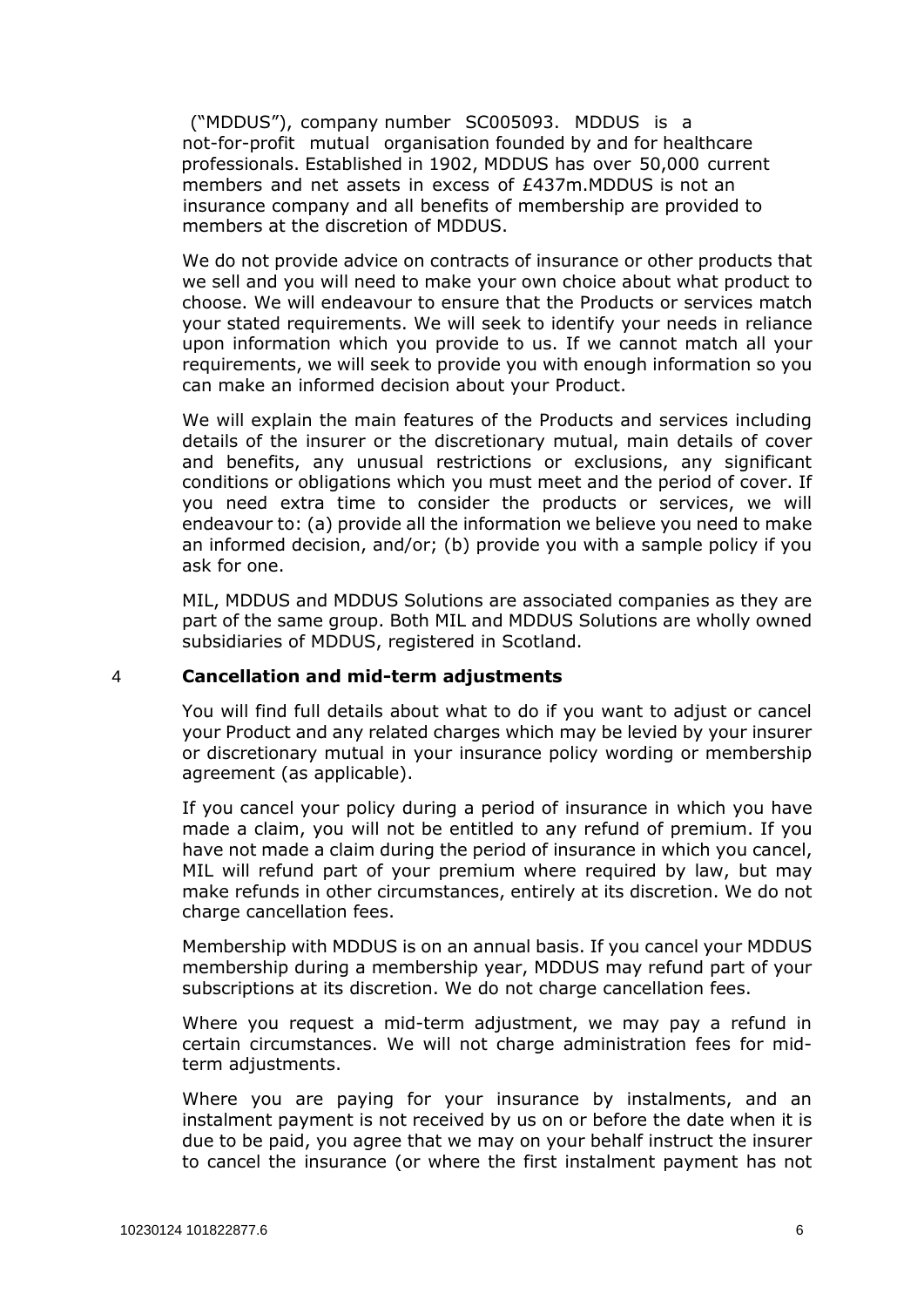("MDDUS"), company number SC005093. MDDUS is a not-for-profit mutual organisation founded by and for healthcare professionals. Established in 1902, MDDUS has over 50,000 current members and net assets in excess of £437m.MDDUS is not an insurance company and all benefits of membership are provided to members at the discretion of MDDUS.

We do not provide advice on contracts of insurance or other products that we sell and you will need to make your own choice about what product to choose. We will endeavour to ensure that the Products or services match your stated requirements. We will seek to identify your needs in reliance upon information which you provide to us. If we cannot match all your requirements, we will seek to provide you with enough information so you can make an informed decision about your Product.

We will explain the main features of the Products and services including details of the insurer or the discretionary mutual, main details of cover and benefits, any unusual restrictions or exclusions, any significant conditions or obligations which you must meet and the period of cover. If you need extra time to consider the products or services, we will endeavour to: (a) provide all the information we believe you need to make an informed decision, and/or; (b) provide you with a sample policy if you ask for one.

MIL, MDDUS and MDDUS Solutions are associated companies as they are part of the same group. Both MIL and MDDUS Solutions are wholly owned subsidiaries of MDDUS, registered in Scotland.

## 4 Cancellation and mid-term adjustments

You will find full details about what to do if you want to adjust or cancel your Product and any related charges which may be levied by your insurer or discretionary mutual in your insurance policy wording or membership agreement (as applicable).

If you cancel your policy during a period of insurance in which you have made a claim, you will not be entitled to any refund of premium. If you have not made a claim during the period of insurance in which you cancel, MIL will refund part of your premium where required by law, but may make refunds in other circumstances, entirely at its discretion. We do not charge cancellation fees.

Membership with MDDUS is on an annual basis. If you cancel your MDDUS membership during a membership year, MDDUS may refund part of your subscriptions at its discretion. We do not charge cancellation fees.

Where you request a mid-term adjustment, we may pay a refund in certain circumstances. We will not charge administration fees for mid-term adjustments.

Where you are paying for your insurance by instalments, and an instalment payment is not received by us on or before the date when it is due to be paid, you agree that we may on your behalf instruct the insurer to cancel the insurance (or where the first instalment payment has not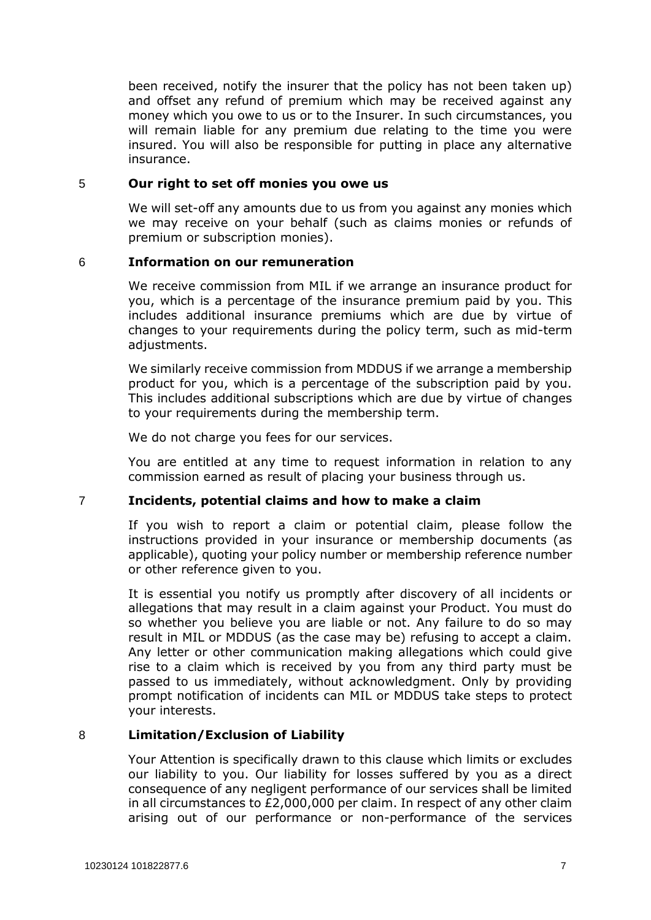been received, notify the insurer that the policy has not been taken up) and offset any refund of premium which may be received against any money which you owe to us or to the Insurer. In such circumstances, you will remain liable for any premium due relating to the time you were insured. You will also be responsible for putting in place any alternative insurance.

## 5 Our right to set off monies you owe us

We will set-off any amounts due to us from you against any monies which we may receive on your behalf (such as claims monies or refunds of premium or subscription monies).

## 6 Information on our remuneration

We receive commission from MIL if we arrange an insurance product for you, which is a percentage of the insurance premium paid by you. This includes additional insurance premiums which are due by virtue of changes to your requirements during the policy term, such as mid-term adjustments.

We similarly receive commission from MDDUS if we arrange a membership product for you, which is a percentage of the subscription paid by you. This includes additional subscriptions which are due by virtue of changes to your requirements during the membership term.

We do not charge you fees for our services.

You are entitled at any time to request information in relation to any commission earned as result of placing your business through us.

## 7 Incidents, potential claims and how to make a claim

If you wish to report a claim or potential claim, please follow the instructions provided in your insurance or membership documents (as applicable), quoting your policy number or membership reference number or other reference given to you.

It is essential you notify us promptly after discovery of all incidents or allegations that may result in a claim against your Product. You must do so whether you believe you are liable or not. Any failure to do so may result in MIL or MDDUS (as the case may be) refusing to accept a claim. Any letter or other communication making allegations which could give rise to a claim which is received by you from any third party must be passed to us immediately, without acknowledgment. Only by providing prompt notification of incidents can MIL or MDDUS take steps to protect your interests.

## 8 Limitation/Exclusion of Liability

Your Attention is specifically drawn to this clause which limits or excludes our liability to you. Our liability for losses suffered by you as a direct consequence of any negligent performance of our services shall be limited in all circumstances to £2,000,000 per claim. In respect of any other claim arising out of our performance or non-performance of the services

10230124 101822877.6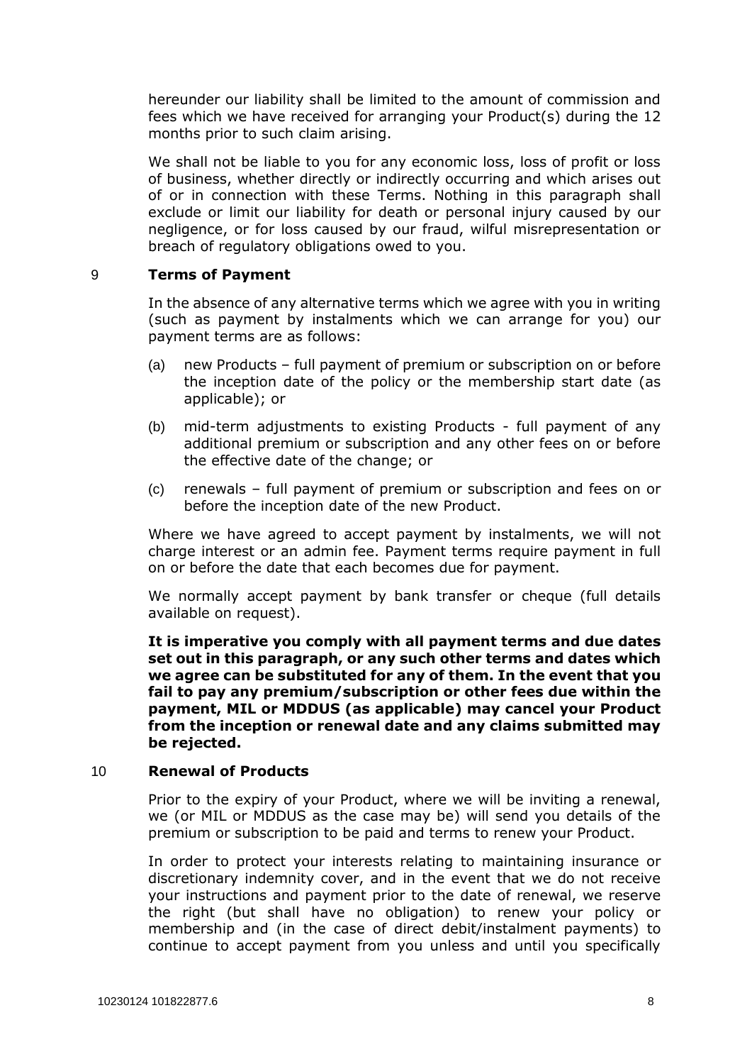hereunder our liability shall be limited to the amount of commission and fees which we have received for arranging your Product(s) during the 12 months prior to such claim arising.

We shall not be liable to you for any economic loss, loss of profit or loss of business, whether directly or indirectly occurring and which arises out of or in connection with these Terms. Nothing in this paragraph shall exclude or limit our liability for death or personal injury caused by our negligence, or for loss caused by our fraud, wilful misrepresentation or breach of regulatory obligations owed to you.

## 9 Terms of Payment

In the absence of any alternative terms which we agree with you in writing (such as payment by instalments which we can arrange for you) our payment terms are as follows:

(a) new Products – full payment of premium or subscription on or before the inception date of the policy or the membership start date (as applicable); or

(b) mid-term adjustments to existing Products - full payment of any additional premium or subscription and any other fees on or before the effective date of the change; or

(c) renewals – full payment of premium or subscription and fees on or before the inception date of the new Product.

Where we have agreed to accept payment by instalments, we will not charge interest or an admin fee. Payment terms require payment in full on or before the date that each becomes due for payment.

We normally accept payment by bank transfer or cheque (full details available on request).

**It is imperative you comply with all payment terms and due dates set out in this paragraph, or any such other terms and dates which we agree can be substituted for any of them. In the event that you fail to pay any premium/subscription or other fees due within the payment, MIL or MDDUS (as applicable) may cancel your Product from the inception or renewal date and any claims submitted may be rejected.**

## 10 Renewal of Products

Prior to the expiry of your Product, where we will be inviting a renewal, we (or MIL or MDDUS as the case may be) will send you details of the premium or subscription to be paid and terms to renew your Product.

In order to protect your interests relating to maintaining insurance or discretionary indemnity cover, and in the event that we do not receive your instructions and payment prior to the date of renewal, we reserve the right (but shall have no obligation) to renew your policy or membership and (in the case of direct debit/instalment payments) to continue to accept payment from you unless and until you specifically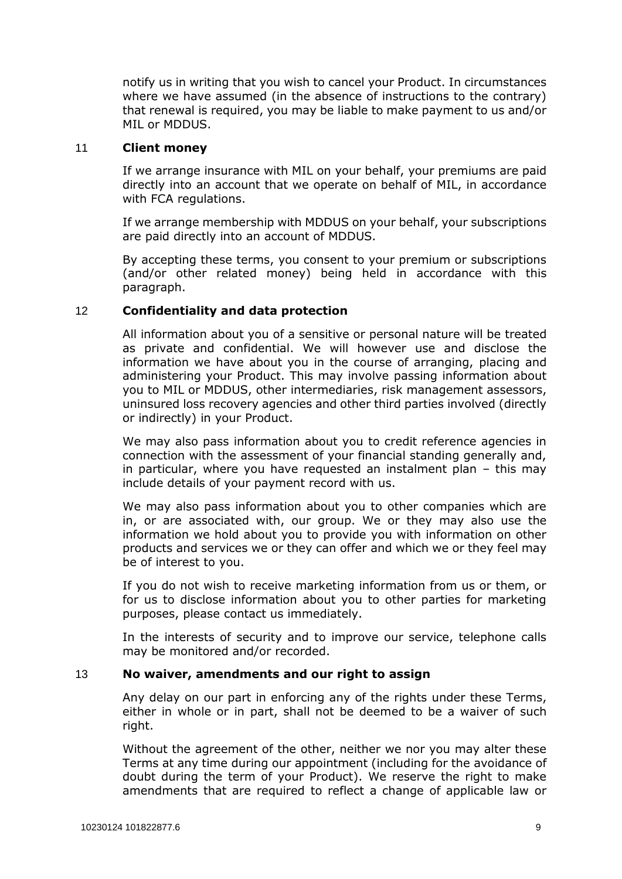notify us in writing that you wish to cancel your Product. In circumstances where we have assumed (in the absence of instructions to the contrary) that renewal is required, you may be liable to make payment to us and/or MIL or MDDUS.

## 11 **Client money**

If we arrange insurance with MIL on your behalf, your premiums are paid directly into an account that we operate on behalf of MIL, in accordance with FCA regulations.

If we arrange membership with MDDUS on your behalf, your subscriptions are paid directly into an account of MDDUS.

By accepting these terms, you consent to your premium or subscriptions (and/or other related money) being held in accordance with this paragraph.

## 12 **Confidentiality and data protection**

All information about you of a sensitive or personal nature will be treated as private and confidential. We will however use and disclose the information we have about you in the course of arranging, placing and administering your Product. This may involve passing information about you to MIL or MDDUS, other intermediaries, risk management assessors, uninsured loss recovery agencies and other third parties involved (directly or indirectly) in your Product.

We may also pass information about you to credit reference agencies in connection with the assessment of your financial standing generally and, in particular, where you have requested an instalment plan – this may include details of your payment record with us.

We may also pass information about you to other companies which are in, or are associated with, our group. We or they may also use the information we hold about you to provide you with information on other products and services we or they can offer and which we or they feel may be of interest to you.

If you do not wish to receive marketing information from us or them, or for us to disclose information about you to other parties for marketing purposes, please contact us immediately.

In the interests of security and to improve our service, telephone calls may be monitored and/or recorded.

## 13 **No waiver, amendments and our right to assign**

Any delay on our part in enforcing any of the rights under these Terms, either in whole or in part, shall not be deemed to be a waiver of such right.

Without the agreement of the other, neither we nor you may alter these Terms at any time during our appointment (including for the avoidance of doubt during the term of your Product). We reserve the right to make amendments that are required to reflect a change of applicable law or

10230124 101822877.6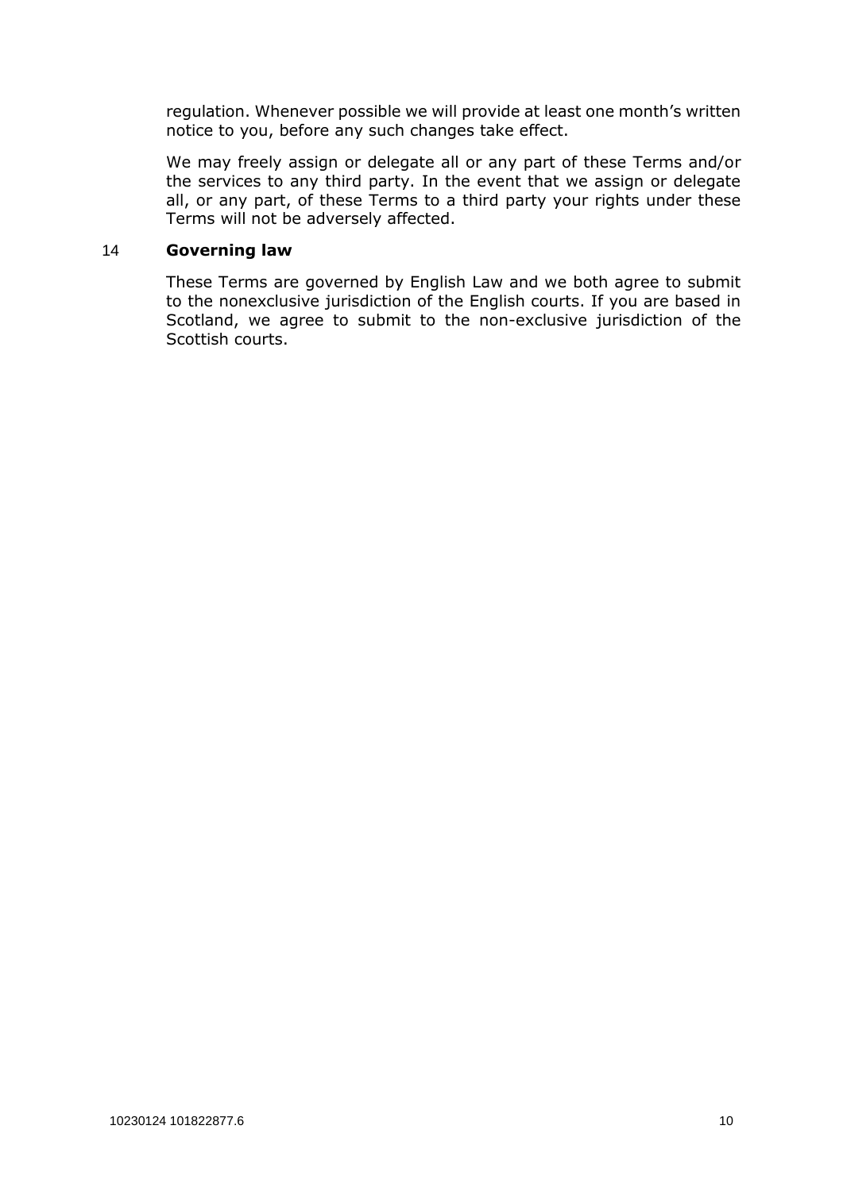regulation. Whenever possible we will provide at least one month's written notice to you, before any such changes take effect.

We may freely assign or delegate all or any part of these Terms and/or the services to any third party. In the event that we assign or delegate all, or any part, of these Terms to a third party your rights under these Terms will not be adversely affected.

## 14 Governing law

These Terms are governed by English Law and we both agree to submit to the nonexclusive jurisdiction of the English courts. If you are based in Scotland, we agree to submit to the non-exclusive jurisdiction of the Scottish courts.

10230124 101822877.6